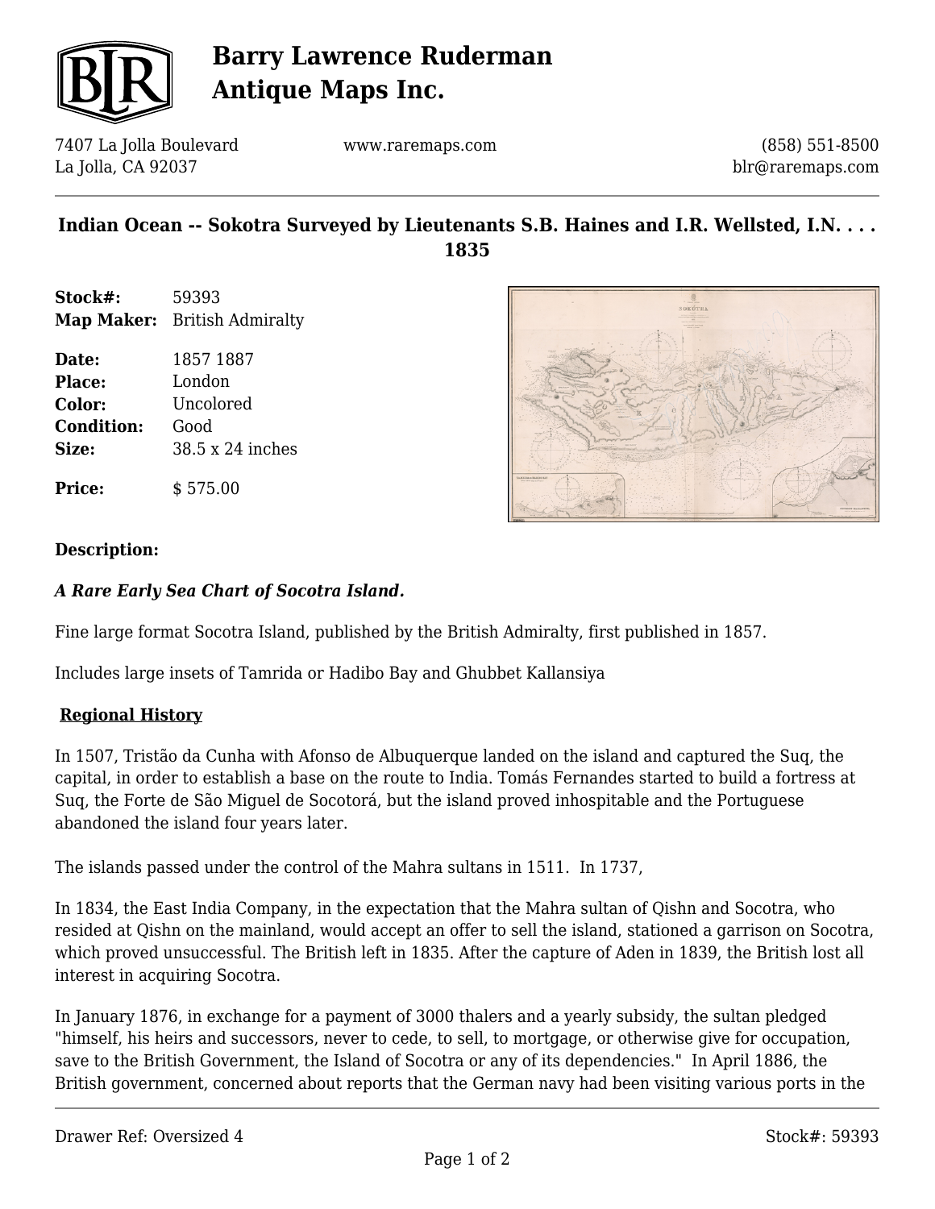# Barry Lawrence Ruderman Antique Maps Inc.

7407 La Jolla Boulevard
La Jolla, CA 92037

www.raremaps.com

(858) 551-8500
blr@raremaps.com

## Indian Ocean -- Sokotra Surveyed by Lieutenants S.B. Haines and I.R. Wellsted, I.N. . . . 1835

**Stock#:** 59393
**Map Maker:** British Admiralty

**Date:** 1857 1887
**Place:** London
**Color:** Uncolored
**Condition:** Good
**Size:** 38.5 x 24 inches

**Price:** $ 575.00

### Description:

***A Rare Early Sea Chart of Socotra Island.***

Fine large format Socotra Island, published by the British Admiralty, first published in 1857.

Includes large insets of Tamrida or Hadibo Bay and Ghubbet Kallansiya

**Regional History**

In 1507, Tristão da Cunha with Afonso de Albuquerque landed on the island and captured the Suq, the capital, in order to establish a base on the route to India. Tomás Fernandes started to build a fortress at Suq, the Forte de São Miguel de Socotorá, but the island proved inhospitable and the Portuguese abandoned the island four years later.

The islands passed under the control of the Mahra sultans in 1511. In 1737,

In 1834, the East India Company, in the expectation that the Mahra sultan of Qishn and Socotra, who resided at Qishn on the mainland, would accept an offer to sell the island, stationed a garrison on Socotra, which proved unsuccessful. The British left in 1835. After the capture of Aden in 1839, the British lost all interest in acquiring Socotra.

In January 1876, in exchange for a payment of 3000 thalers and a yearly subsidy, the sultan pledged "himself, his heirs and successors, never to cede, to sell, to mortgage, or otherwise give for occupation, save to the British Government, the Island of Socotra or any of its dependencies." In April 1886, the British government, concerned about reports that the German navy had been visiting various ports in the

Drawer Ref: Oversized 4

Stock#: 59393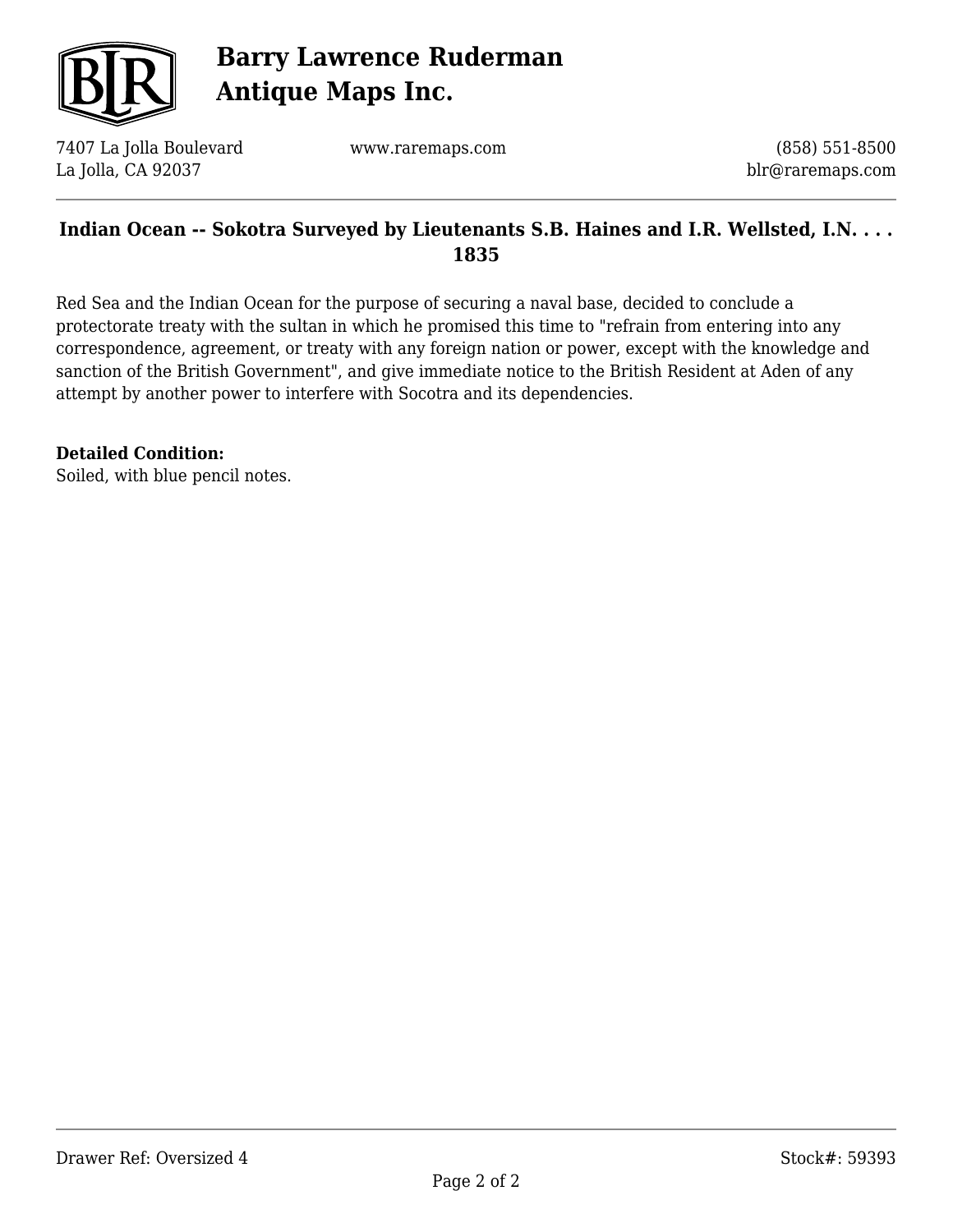**Indian Ocean -- Sokotra Surveyed by Lieutenants S.B. Haines and I.R. Wellsted, I.N. . . . 1835**

Red Sea and the Indian Ocean for the purpose of securing a naval base, decided to conclude a protectorate treaty with the sultan in which he promised this time to "refrain from entering into any correspondence, agreement, or treaty with any foreign nation or power, except with the knowledge and sanction of the British Government", and give immediate notice to the British Resident at Aden of any attempt by another power to interfere with Socotra and its dependencies.

**Detailed Condition:**

Soiled, with blue pencil notes.

Drawer Ref: Oversized 4

Stock#: 59393